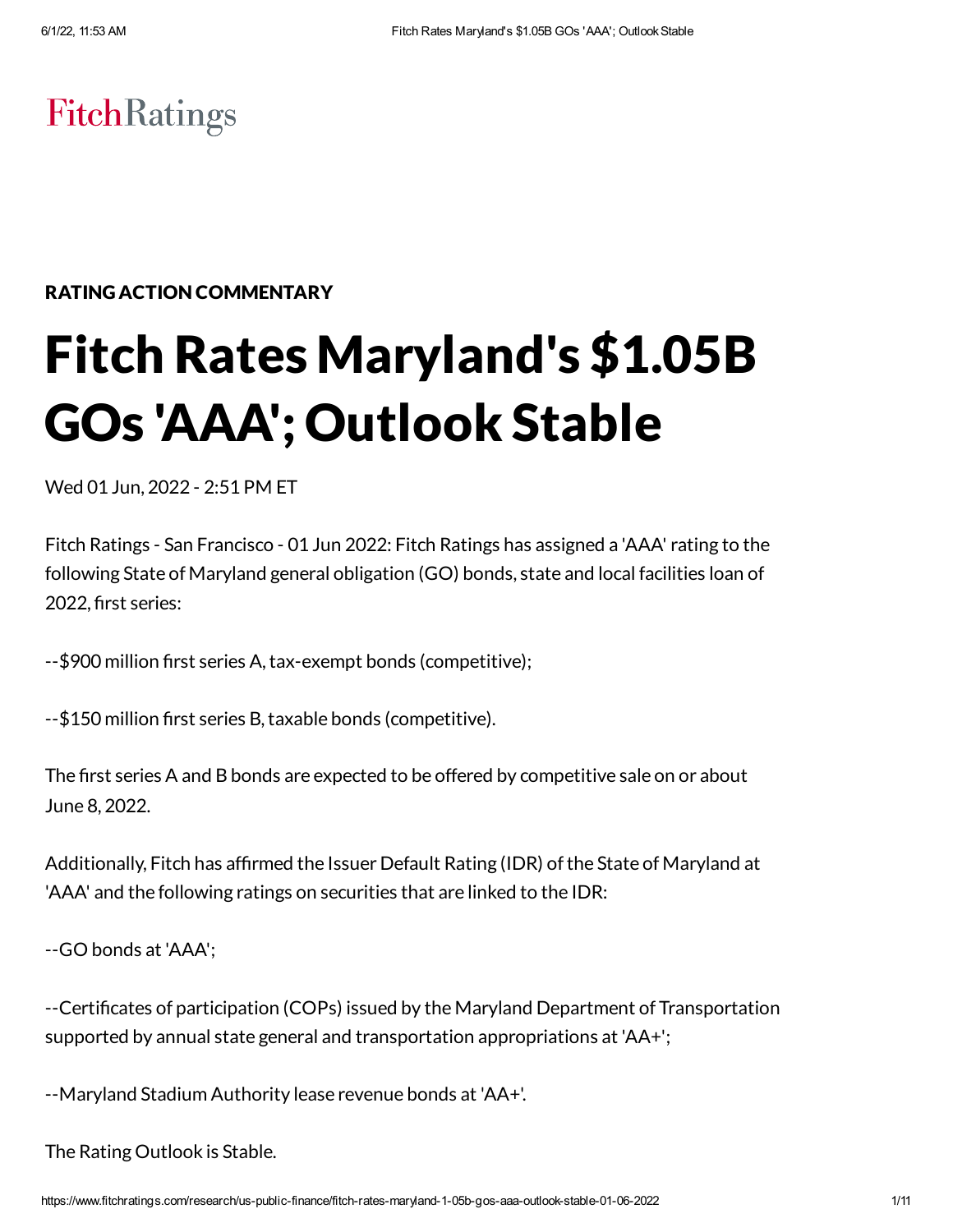FitchRatings

**RATING ACTION COMMENTARY**

# Fitch Rates Maryland's $1.05B GOs 'AAA'; Outlook Stable

Wed 01 Jun, 2022 - 2:51 PM ET

Fitch Ratings - San Francisco - 01 Jun 2022: Fitch Ratings has assigned a 'AAA' rating to the following State of Maryland general obligation (GO) bonds, state and local facilities loan of 2022, first series:

--$900 million first series A, tax-exempt bonds (competitive);

--$150 million first series B, taxable bonds (competitive).

The first series A and B bonds are expected to be offered by competitive sale on or about June 8, 2022.

Additionally, Fitch has affirmed the Issuer Default Rating (IDR) of the State of Maryland at 'AAA' and the following ratings on securities that are linked to the IDR:

--GO bonds at 'AAA';

--Certificates of participation (COPs) issued by the Maryland Department of Transportation supported by annual state general and transportation appropriations at 'AA+';

--Maryland Stadium Authority lease revenue bonds at 'AA+'.

The Rating Outlook is Stable.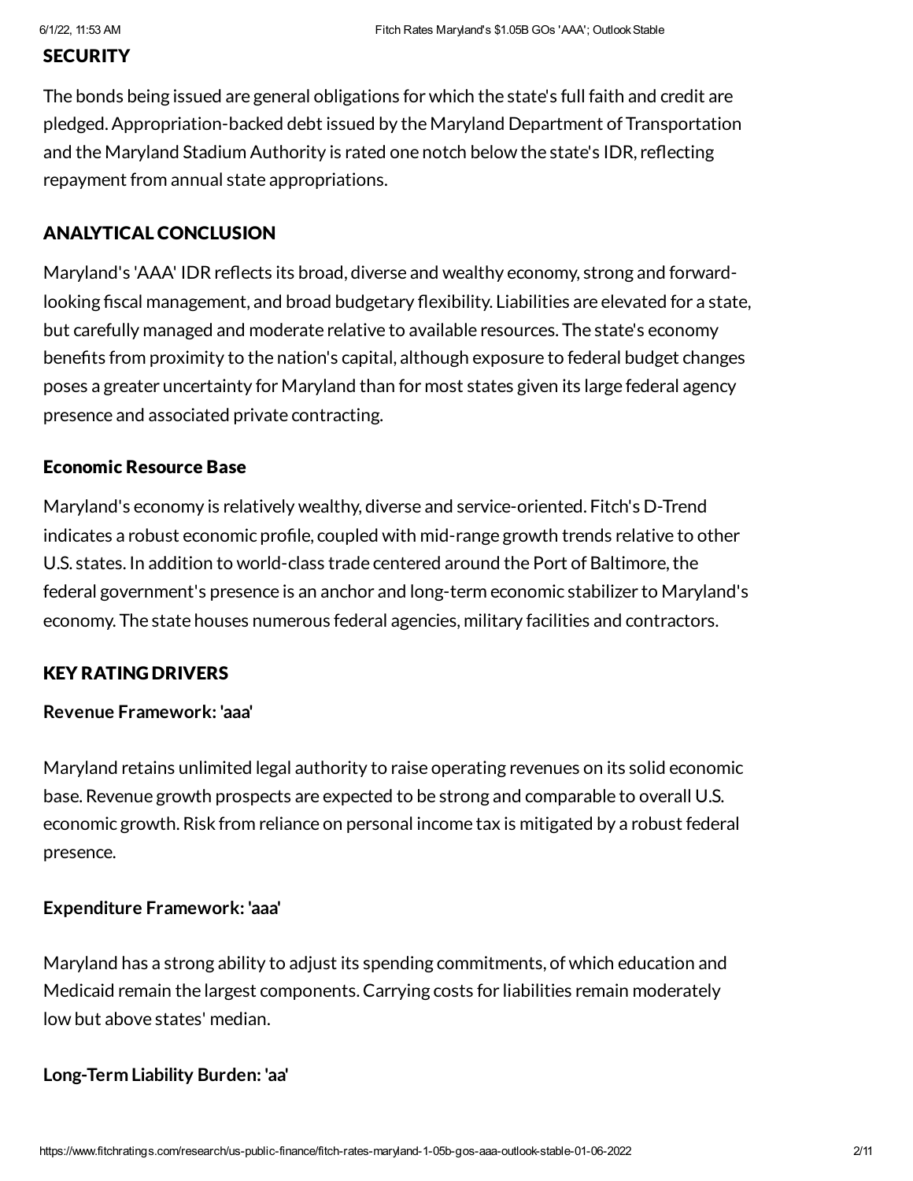## SECURITY

The bonds being issued are general obligations for which the state's full faith and credit are pledged. Appropriation-backed debt issued by the Maryland Department of Transportation and the Maryland Stadium Authority is rated one notch below the state's IDR, reflecting repayment from annual state appropriations.

## ANALYTICAL CONCLUSION

Maryland's 'AAA' IDR reflects its broad, diverse and wealthy economy, strong and forward-looking fiscal management, and broad budgetary flexibility. Liabilities are elevated for a state, but carefully managed and moderate relative to available resources. The state's economy benefits from proximity to the nation's capital, although exposure to federal budget changes poses a greater uncertainty for Maryland than for most states given its large federal agency presence and associated private contracting.

### Economic Resource Base

Maryland's economy is relatively wealthy, diverse and service-oriented. Fitch's D-Trend indicates a robust economic profile, coupled with mid-range growth trends relative to other U.S. states. In addition to world-class trade centered around the Port of Baltimore, the federal government's presence is an anchor and long-term economic stabilizer to Maryland's economy. The state houses numerous federal agencies, military facilities and contractors.

## KEY RATING DRIVERS

**Revenue Framework: 'aaa'**

Maryland retains unlimited legal authority to raise operating revenues on its solid economic base. Revenue growth prospects are expected to be strong and comparable to overall U.S. economic growth. Risk from reliance on personal income tax is mitigated by a robust federal presence.

**Expenditure Framework: 'aaa'**

Maryland has a strong ability to adjust its spending commitments, of which education and Medicaid remain the largest components. Carrying costs for liabilities remain moderately low but above states' median.

**Long-Term Liability Burden: 'aa'**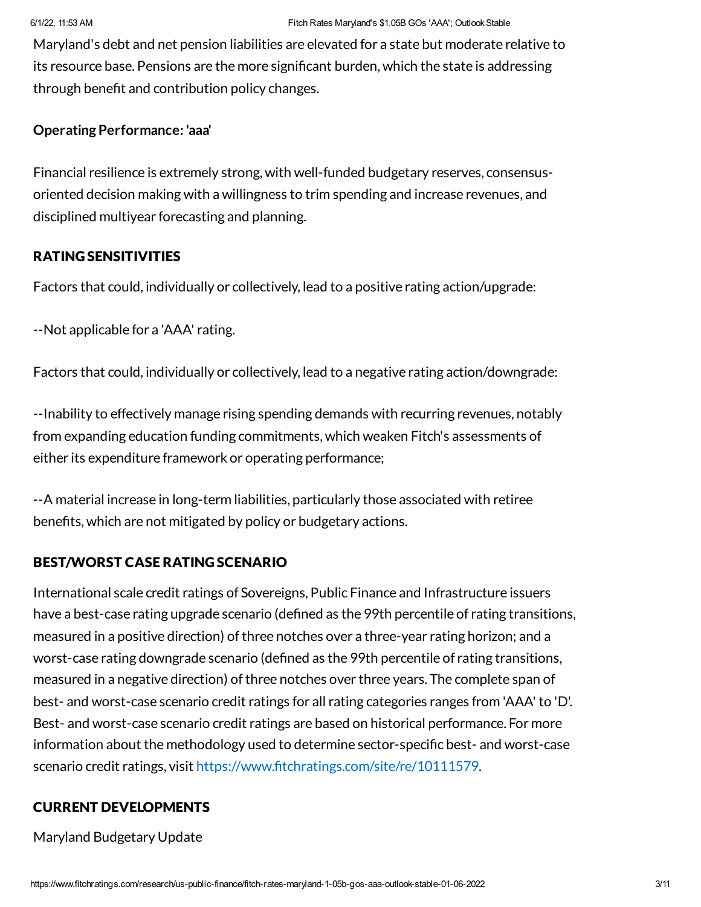Maryland's debt and net pension liabilities are elevated for a state but moderate relative to its resource base. Pensions are the more significant burden, which the state is addressing through benefit and contribution policy changes.

**Operating Performance: 'aaa'**

Financial resilience is extremely strong, with well-funded budgetary reserves, consensus-oriented decision making with a willingness to trim spending and increase revenues, and disciplined multiyear forecasting and planning.

## RATING SENSITIVITIES

Factors that could, individually or collectively, lead to a positive rating action/upgrade:

--Not applicable for a 'AAA' rating.

Factors that could, individually or collectively, lead to a negative rating action/downgrade:

--Inability to effectively manage rising spending demands with recurring revenues, notably from expanding education funding commitments, which weaken Fitch's assessments of either its expenditure framework or operating performance;

--A material increase in long-term liabilities, particularly those associated with retiree benefits, which are not mitigated by policy or budgetary actions.

## BEST/WORST CASE RATING SCENARIO

International scale credit ratings of Sovereigns, Public Finance and Infrastructure issuers have a best-case rating upgrade scenario (defined as the 99th percentile of rating transitions, measured in a positive direction) of three notches over a three-year rating horizon; and a worst-case rating downgrade scenario (defined as the 99th percentile of rating transitions, measured in a negative direction) of three notches over three years. The complete span of best- and worst-case scenario credit ratings for all rating categories ranges from 'AAA' to 'D'. Best- and worst-case scenario credit ratings are based on historical performance. For more information about the methodology used to determine sector-specific best- and worst-case scenario credit ratings, visit https://www.fitchratings.com/site/re/10111579.

## CURRENT DEVELOPMENTS

Maryland Budgetary Update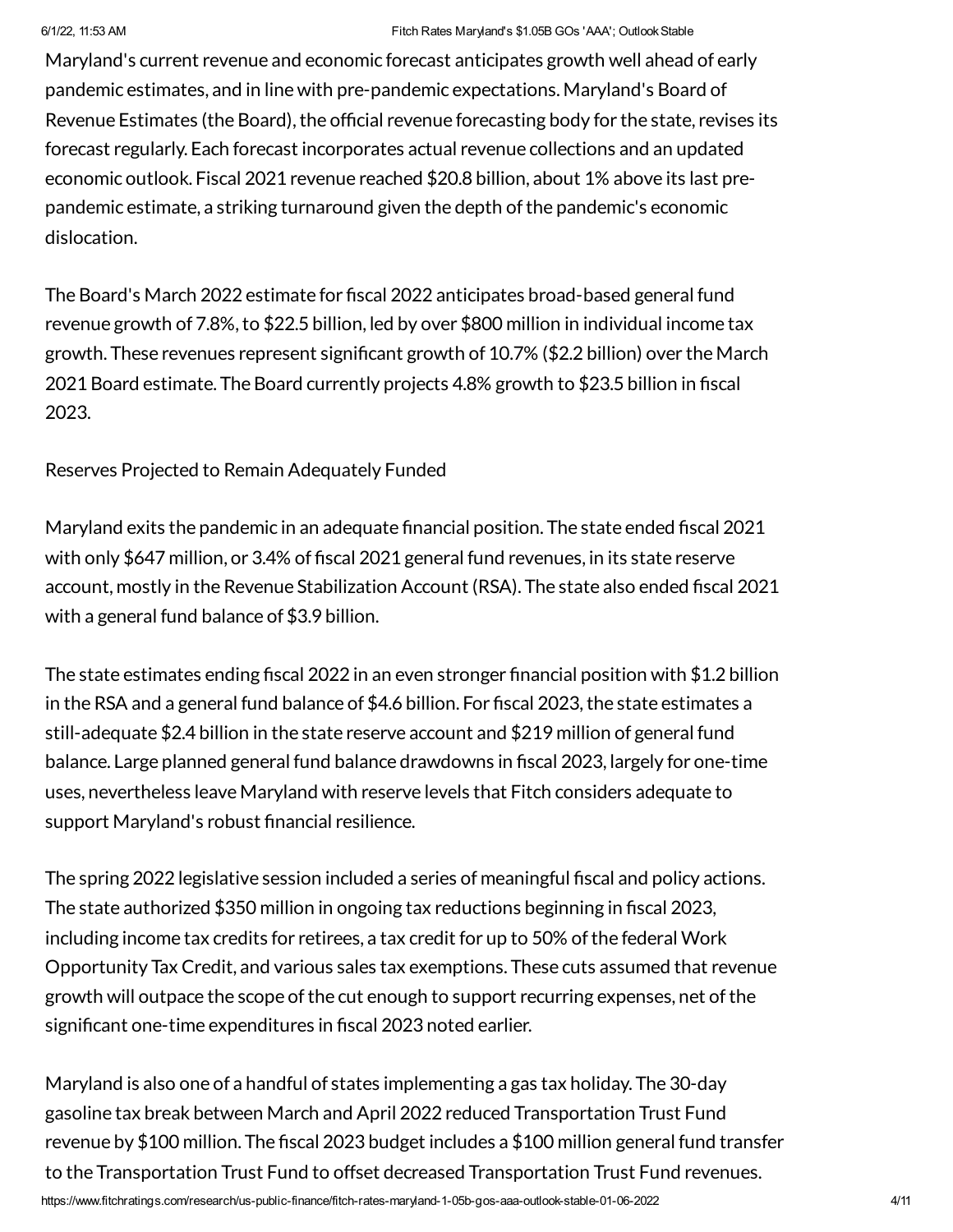Maryland's current revenue and economic forecast anticipates growth well ahead of early pandemic estimates, and in line with pre-pandemic expectations. Maryland's Board of Revenue Estimates (the Board), the official revenue forecasting body for the state, revises its forecast regularly. Each forecast incorporates actual revenue collections and an updated economic outlook. Fiscal 2021 revenue reached $20.8 billion, about 1% above its last pre-pandemic estimate, a striking turnaround given the depth of the pandemic's economic dislocation.

The Board's March 2022 estimate for fiscal 2022 anticipates broad-based general fund revenue growth of 7.8%, to $22.5 billion, led by over $800 million in individual income tax growth. These revenues represent significant growth of 10.7% ($2.2 billion) over the March 2021 Board estimate. The Board currently projects 4.8% growth to $23.5 billion in fiscal 2023.

Reserves Projected to Remain Adequately Funded

Maryland exits the pandemic in an adequate financial position. The state ended fiscal 2021 with only $647 million, or 3.4% of fiscal 2021 general fund revenues, in its state reserve account, mostly in the Revenue Stabilization Account (RSA). The state also ended fiscal 2021 with a general fund balance of $3.9 billion.

The state estimates ending fiscal 2022 in an even stronger financial position with $1.2 billion in the RSA and a general fund balance of $4.6 billion. For fiscal 2023, the state estimates a still-adequate $2.4 billion in the state reserve account and $219 million of general fund balance. Large planned general fund balance drawdowns in fiscal 2023, largely for one-time uses, nevertheless leave Maryland with reserve levels that Fitch considers adequate to support Maryland's robust financial resilience.

The spring 2022 legislative session included a series of meaningful fiscal and policy actions. The state authorized $350 million in ongoing tax reductions beginning in fiscal 2023, including income tax credits for retirees, a tax credit for up to 50% of the federal Work Opportunity Tax Credit, and various sales tax exemptions. These cuts assumed that revenue growth will outpace the scope of the cut enough to support recurring expenses, net of the significant one-time expenditures in fiscal 2023 noted earlier.

Maryland is also one of a handful of states implementing a gas tax holiday. The 30-day gasoline tax break between March and April 2022 reduced Transportation Trust Fund revenue by $100 million. The fiscal 2023 budget includes a $100 million general fund transfer to the Transportation Trust Fund to offset decreased Transportation Trust Fund revenues.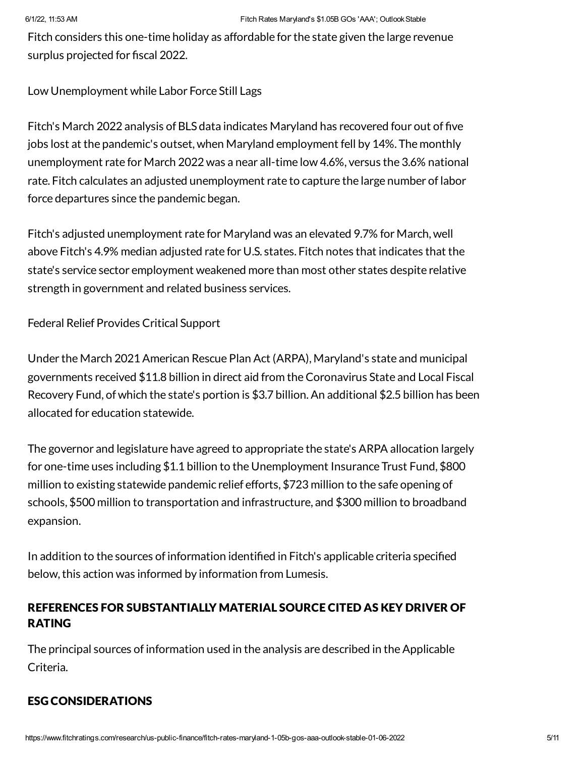Fitch considers this one-time holiday as affordable for the state given the large revenue surplus projected for fiscal 2022.

Low Unemployment while Labor Force Still Lags

Fitch's March 2022 analysis of BLS data indicates Maryland has recovered four out of five jobs lost at the pandemic's outset, when Maryland employment fell by 14%. The monthly unemployment rate for March 2022 was a near all-time low 4.6%, versus the 3.6% national rate. Fitch calculates an adjusted unemployment rate to capture the large number of labor force departures since the pandemic began.

Fitch's adjusted unemployment rate for Maryland was an elevated 9.7% for March, well above Fitch's 4.9% median adjusted rate for U.S. states. Fitch notes that indicates that the state's service sector employment weakened more than most other states despite relative strength in government and related business services.

Federal Relief Provides Critical Support

Under the March 2021 American Rescue Plan Act (ARPA), Maryland's state and municipal governments received $11.8 billion in direct aid from the Coronavirus State and Local Fiscal Recovery Fund, of which the state's portion is $3.7 billion. An additional $2.5 billion has been allocated for education statewide.

The governor and legislature have agreed to appropriate the state's ARPA allocation largely for one-time uses including $1.1 billion to the Unemployment Insurance Trust Fund, $800 million to existing statewide pandemic relief efforts, $723 million to the safe opening of schools, $500 million to transportation and infrastructure, and $300 million to broadband expansion.

In addition to the sources of information identified in Fitch's applicable criteria specified below, this action was informed by information from Lumesis.

## REFERENCES FOR SUBSTANTIALLY MATERIAL SOURCE CITED AS KEY DRIVER OF RATING

The principal sources of information used in the analysis are described in the Applicable Criteria.

## ESG CONSIDERATIONS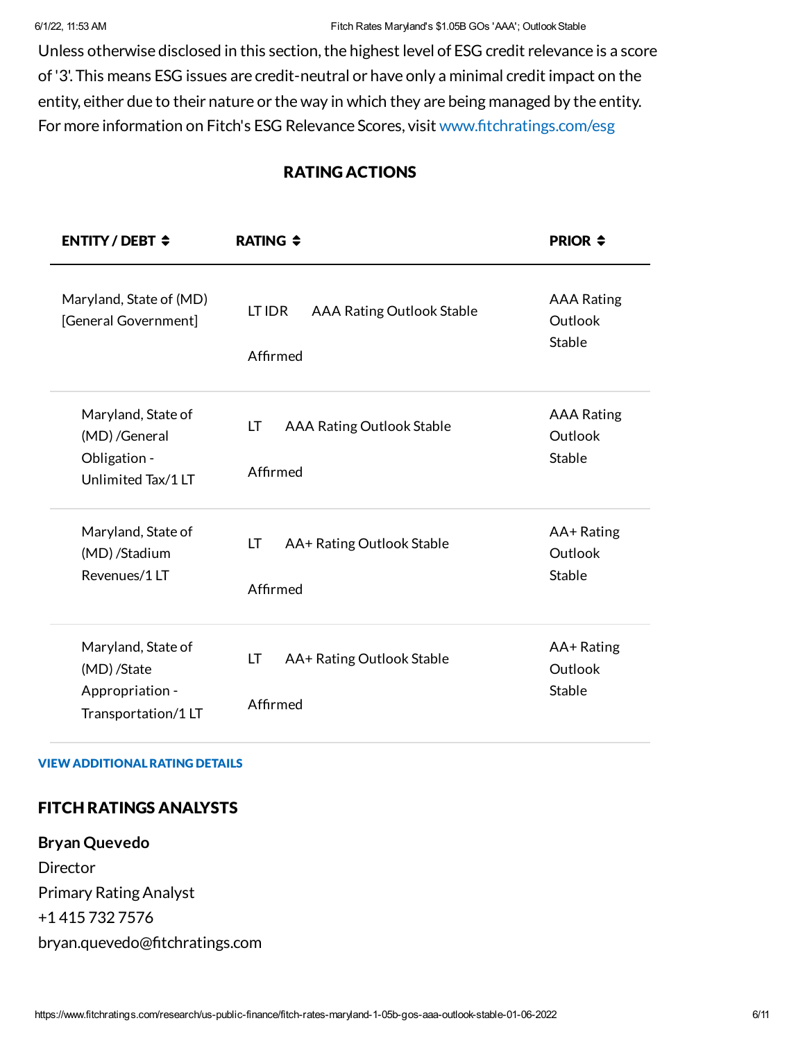Unless otherwise disclosed in this section, the highest level of ESG credit relevance is a score of '3'. This means ESG issues are credit-neutral or have only a minimal credit impact on the entity, either due to their nature or the way in which they are being managed by the entity. For more information on Fitch's ESG Relevance Scores, visit www.fitchratings.com/esg

## RATING ACTIONS

| ENTITY / DEBT | RATING | | PRIOR |
|---|---|---|---|
| Maryland, State of (MD) [General Government] | LT IDR | AAA Rating Outlook Stable<br>Affirmed | AAA Rating Outlook Stable |
| Maryland, State of (MD) /General Obligation - Unlimited Tax/1 LT | LT | AAA Rating Outlook Stable<br>Affirmed | AAA Rating Outlook Stable |
| Maryland, State of (MD) /Stadium Revenues/1 LT | LT | AA+ Rating Outlook Stable<br>Affirmed | AA+ Rating Outlook Stable |
| Maryland, State of (MD) /State Appropriation - Transportation/1 LT | LT | AA+ Rating Outlook Stable<br>Affirmed | AA+ Rating Outlook Stable |

**VIEW ADDITIONAL RATING DETAILS**

## FITCH RATINGS ANALYSTS

**Bryan Quevedo**
Director
Primary Rating Analyst
+1 415 732 7576
bryan.quevedo@fitchratings.com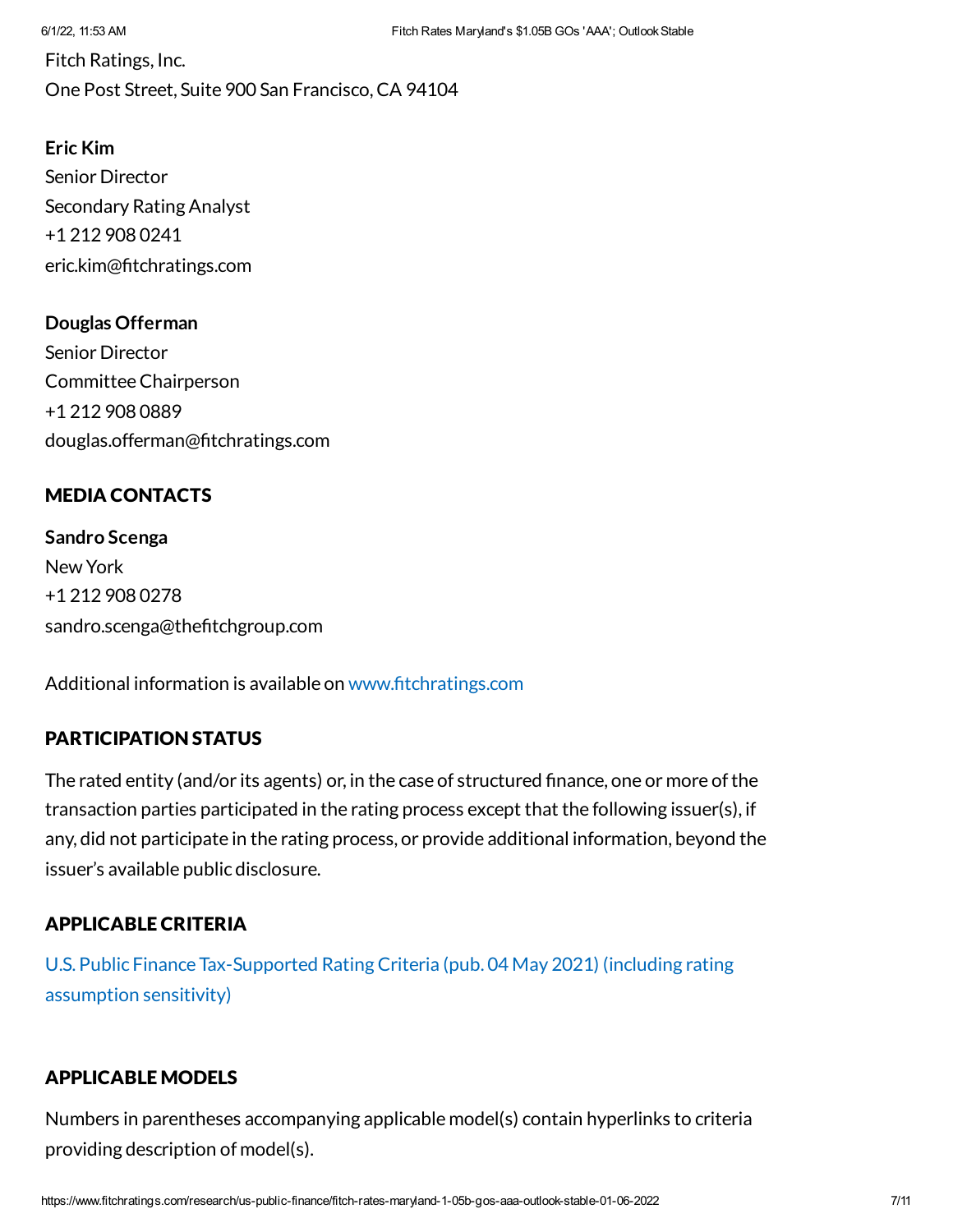Fitch Ratings, Inc.
One Post Street, Suite 900 San Francisco, CA 94104

**Eric Kim**
Senior Director
Secondary Rating Analyst
+1 212 908 0241
eric.kim@fitchratings.com

**Douglas Offerman**
Senior Director
Committee Chairperson
+1 212 908 0889
douglas.offerman@fitchratings.com

## MEDIA CONTACTS

**Sandro Scenga**
New York
+1 212 908 0278
sandro.scenga@thefitchgroup.com

Additional information is available on www.fitchratings.com

## PARTICIPATION STATUS

The rated entity (and/or its agents) or, in the case of structured finance, one or more of the transaction parties participated in the rating process except that the following issuer(s), if any, did not participate in the rating process, or provide additional information, beyond the issuer's available public disclosure.

## APPLICABLE CRITERIA

U.S. Public Finance Tax-Supported Rating Criteria (pub. 04 May 2021) (including rating assumption sensitivity)

## APPLICABLE MODELS

Numbers in parentheses accompanying applicable model(s) contain hyperlinks to criteria providing description of model(s).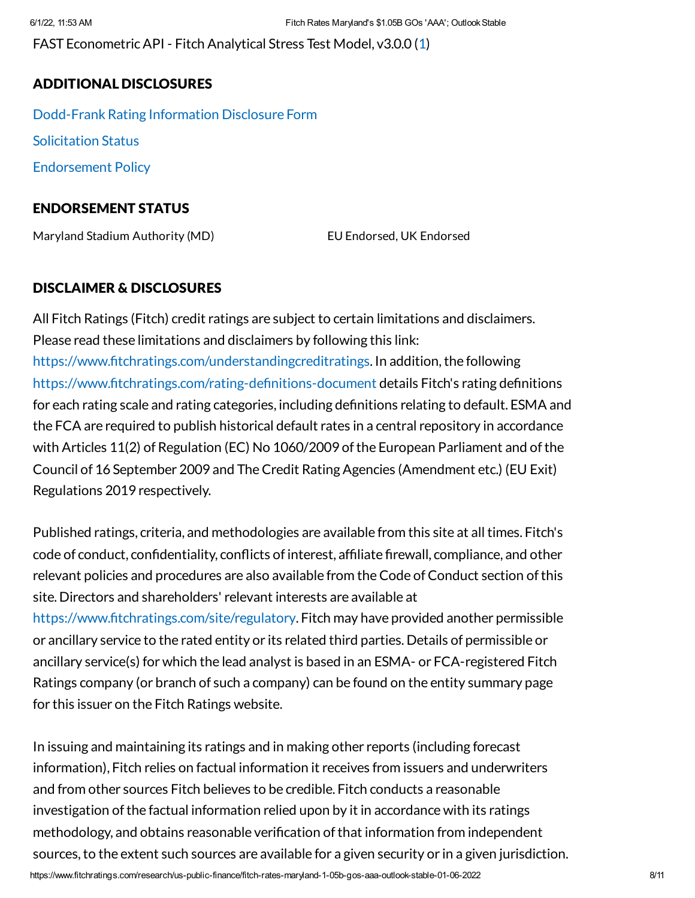FAST Econometric API - Fitch Analytical Stress Test Model, v3.0.0 (1)

## ADDITIONAL DISCLOSURES

Dodd-Frank Rating Information Disclosure Form

Solicitation Status

Endorsement Policy

## ENDORSEMENT STATUS

| | |
|---|---|
| Maryland Stadium Authority (MD) | EU Endorsed, UK Endorsed |

## DISCLAIMER & DISCLOSURES

All Fitch Ratings (Fitch) credit ratings are subject to certain limitations and disclaimers. Please read these limitations and disclaimers by following this link: https://www.fitchratings.com/understandingcreditratings. In addition, the following https://www.fitchratings.com/rating-definitions-document details Fitch's rating definitions for each rating scale and rating categories, including definitions relating to default. ESMA and the FCA are required to publish historical default rates in a central repository in accordance with Articles 11(2) of Regulation (EC) No 1060/2009 of the European Parliament and of the Council of 16 September 2009 and The Credit Rating Agencies (Amendment etc.) (EU Exit) Regulations 2019 respectively.

Published ratings, criteria, and methodologies are available from this site at all times. Fitch's code of conduct, confidentiality, conflicts of interest, affiliate firewall, compliance, and other relevant policies and procedures are also available from the Code of Conduct section of this site. Directors and shareholders' relevant interests are available at https://www.fitchratings.com/site/regulatory. Fitch may have provided another permissible or ancillary service to the rated entity or its related third parties. Details of permissible or ancillary service(s) for which the lead analyst is based in an ESMA- or FCA-registered Fitch Ratings company (or branch of such a company) can be found on the entity summary page for this issuer on the Fitch Ratings website.

In issuing and maintaining its ratings and in making other reports (including forecast information), Fitch relies on factual information it receives from issuers and underwriters and from other sources Fitch believes to be credible. Fitch conducts a reasonable investigation of the factual information relied upon by it in accordance with its ratings methodology, and obtains reasonable verification of that information from independent sources, to the extent such sources are available for a given security or in a given jurisdiction.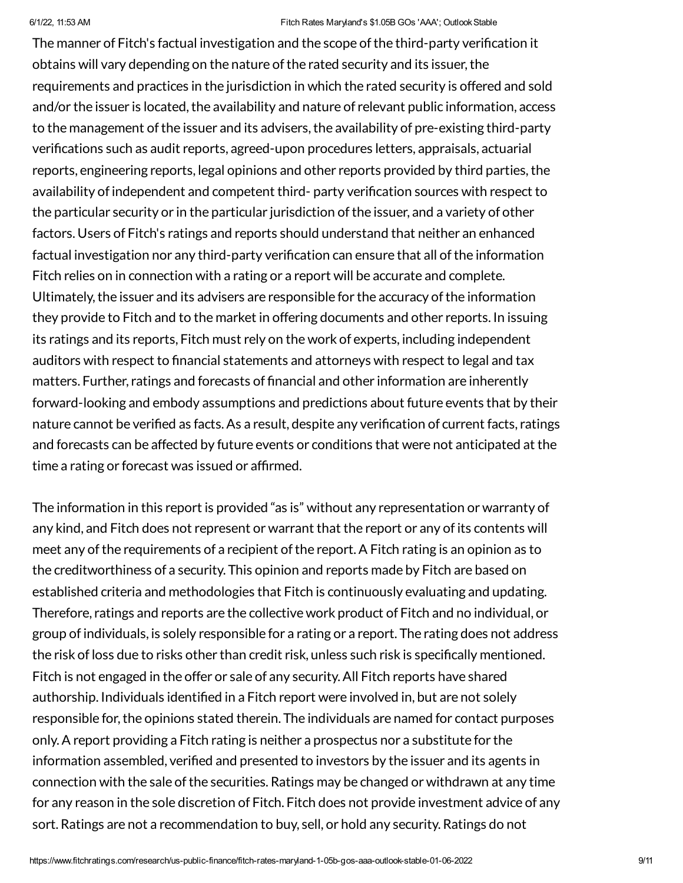The manner of Fitch's factual investigation and the scope of the third-party verification it obtains will vary depending on the nature of the rated security and its issuer, the requirements and practices in the jurisdiction in which the rated security is offered and sold and/or the issuer is located, the availability and nature of relevant public information, access to the management of the issuer and its advisers, the availability of pre-existing third-party verifications such as audit reports, agreed-upon procedures letters, appraisals, actuarial reports, engineering reports, legal opinions and other reports provided by third parties, the availability of independent and competent third- party verification sources with respect to the particular security or in the particular jurisdiction of the issuer, and a variety of other factors. Users of Fitch's ratings and reports should understand that neither an enhanced factual investigation nor any third-party verification can ensure that all of the information Fitch relies on in connection with a rating or a report will be accurate and complete. Ultimately, the issuer and its advisers are responsible for the accuracy of the information they provide to Fitch and to the market in offering documents and other reports. In issuing its ratings and its reports, Fitch must rely on the work of experts, including independent auditors with respect to financial statements and attorneys with respect to legal and tax matters. Further, ratings and forecasts of financial and other information are inherently forward-looking and embody assumptions and predictions about future events that by their nature cannot be verified as facts. As a result, despite any verification of current facts, ratings and forecasts can be affected by future events or conditions that were not anticipated at the time a rating or forecast was issued or affirmed.

The information in this report is provided "as is" without any representation or warranty of any kind, and Fitch does not represent or warrant that the report or any of its contents will meet any of the requirements of a recipient of the report. A Fitch rating is an opinion as to the creditworthiness of a security. This opinion and reports made by Fitch are based on established criteria and methodologies that Fitch is continuously evaluating and updating. Therefore, ratings and reports are the collective work product of Fitch and no individual, or group of individuals, is solely responsible for a rating or a report. The rating does not address the risk of loss due to risks other than credit risk, unless such risk is specifically mentioned. Fitch is not engaged in the offer or sale of any security. All Fitch reports have shared authorship. Individuals identified in a Fitch report were involved in, but are not solely responsible for, the opinions stated therein. The individuals are named for contact purposes only. A report providing a Fitch rating is neither a prospectus nor a substitute for the information assembled, verified and presented to investors by the issuer and its agents in connection with the sale of the securities. Ratings may be changed or withdrawn at any time for any reason in the sole discretion of Fitch. Fitch does not provide investment advice of any sort. Ratings are not a recommendation to buy, sell, or hold any security. Ratings do not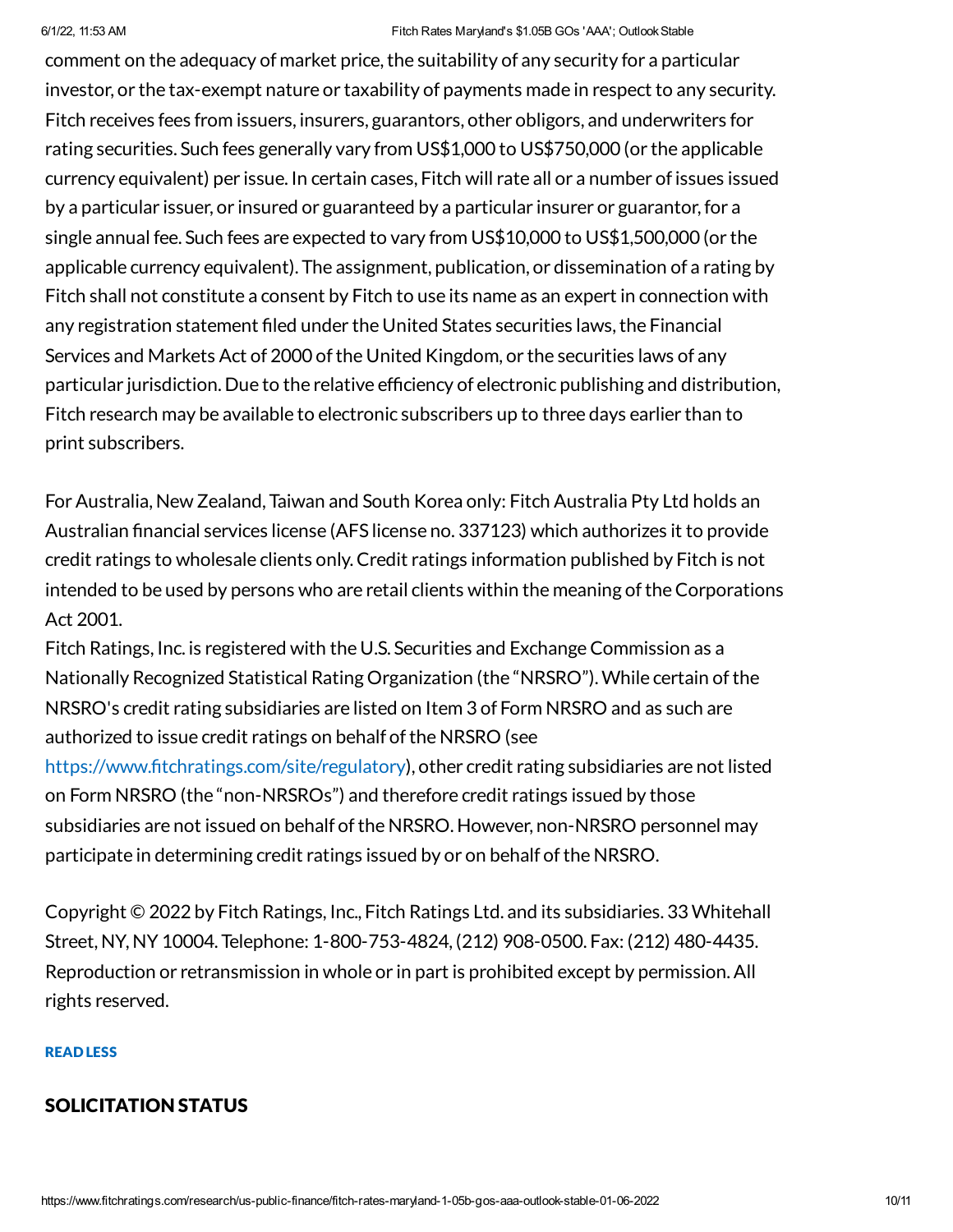comment on the adequacy of market price, the suitability of any security for a particular investor, or the tax-exempt nature or taxability of payments made in respect to any security. Fitch receives fees from issuers, insurers, guarantors, other obligors, and underwriters for rating securities. Such fees generally vary from US$1,000 to US$750,000 (or the applicable currency equivalent) per issue. In certain cases, Fitch will rate all or a number of issues issued by a particular issuer, or insured or guaranteed by a particular insurer or guarantor, for a single annual fee. Such fees are expected to vary from US$10,000 to US$1,500,000 (or the applicable currency equivalent). The assignment, publication, or dissemination of a rating by Fitch shall not constitute a consent by Fitch to use its name as an expert in connection with any registration statement filed under the United States securities laws, the Financial Services and Markets Act of 2000 of the United Kingdom, or the securities laws of any particular jurisdiction. Due to the relative efficiency of electronic publishing and distribution, Fitch research may be available to electronic subscribers up to three days earlier than to print subscribers.

For Australia, New Zealand, Taiwan and South Korea only: Fitch Australia Pty Ltd holds an Australian financial services license (AFS license no. 337123) which authorizes it to provide credit ratings to wholesale clients only. Credit ratings information published by Fitch is not intended to be used by persons who are retail clients within the meaning of the Corporations Act 2001.

Fitch Ratings, Inc. is registered with the U.S. Securities and Exchange Commission as a Nationally Recognized Statistical Rating Organization (the "NRSRO"). While certain of the NRSRO's credit rating subsidiaries are listed on Item 3 of Form NRSRO and as such are authorized to issue credit ratings on behalf of the NRSRO (see https://www.fitchratings.com/site/regulatory), other credit rating subsidiaries are not listed on Form NRSRO (the "non-NRSROs") and therefore credit ratings issued by those subsidiaries are not issued on behalf of the NRSRO. However, non-NRSRO personnel may participate in determining credit ratings issued by or on behalf of the NRSRO.

Copyright © 2022 by Fitch Ratings, Inc., Fitch Ratings Ltd. and its subsidiaries. 33 Whitehall Street, NY, NY 10004. Telephone: 1-800-753-4824, (212) 908-0500. Fax: (212) 480-4435. Reproduction or retransmission in whole or in part is prohibited except by permission. All rights reserved.

**READ LESS**

## SOLICITATION STATUS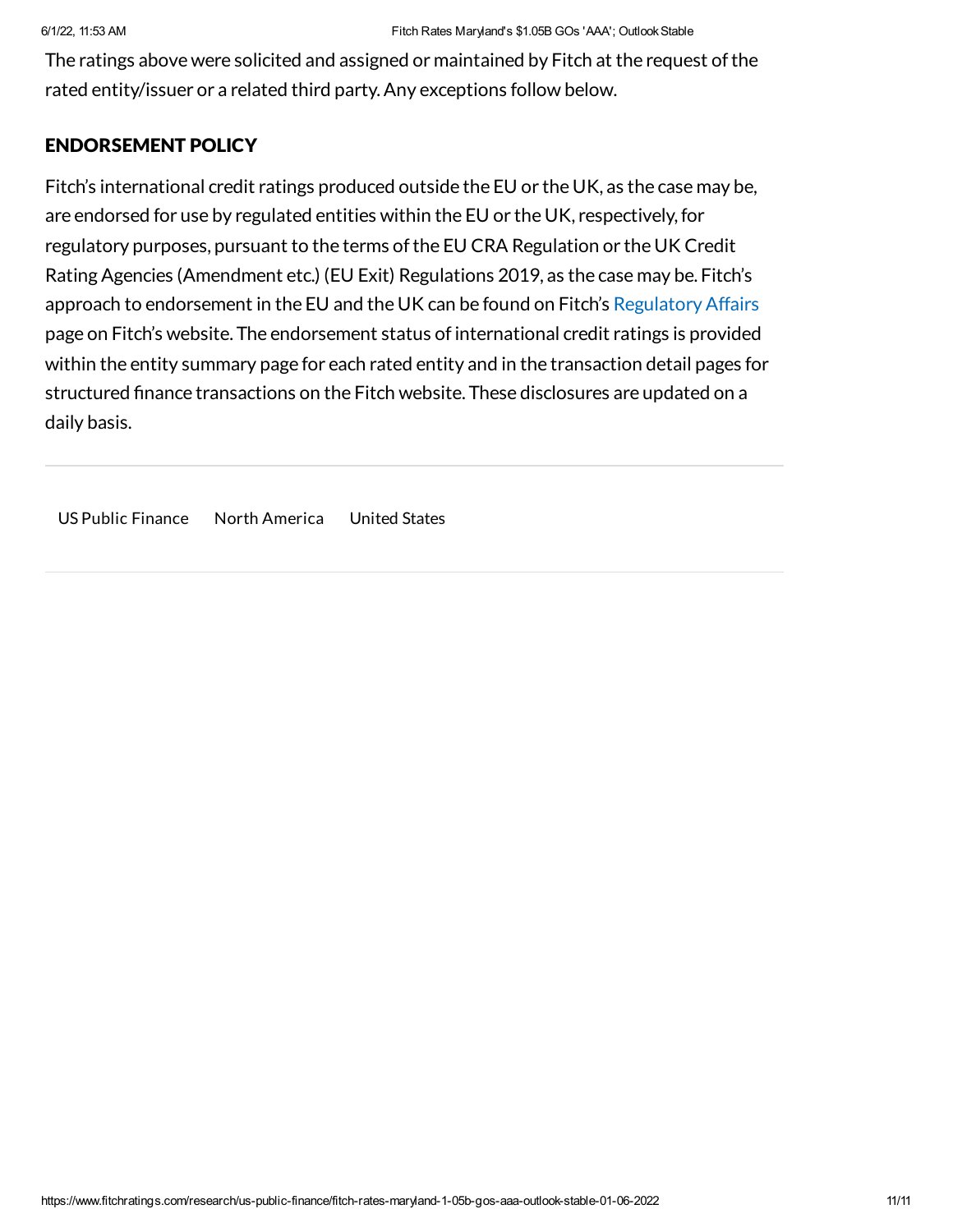The ratings above were solicited and assigned or maintained by Fitch at the request of the rated entity/issuer or a related third party. Any exceptions follow below.

## ENDORSEMENT POLICY

Fitch's international credit ratings produced outside the EU or the UK, as the case may be, are endorsed for use by regulated entities within the EU or the UK, respectively, for regulatory purposes, pursuant to the terms of the EU CRA Regulation or the UK Credit Rating Agencies (Amendment etc.) (EU Exit) Regulations 2019, as the case may be. Fitch's approach to endorsement in the EU and the UK can be found on Fitch's Regulatory Affairs page on Fitch's website. The endorsement status of international credit ratings is provided within the entity summary page for each rated entity and in the transaction detail pages for structured finance transactions on the Fitch website. These disclosures are updated on a daily basis.

---

US Public Finance North America United States